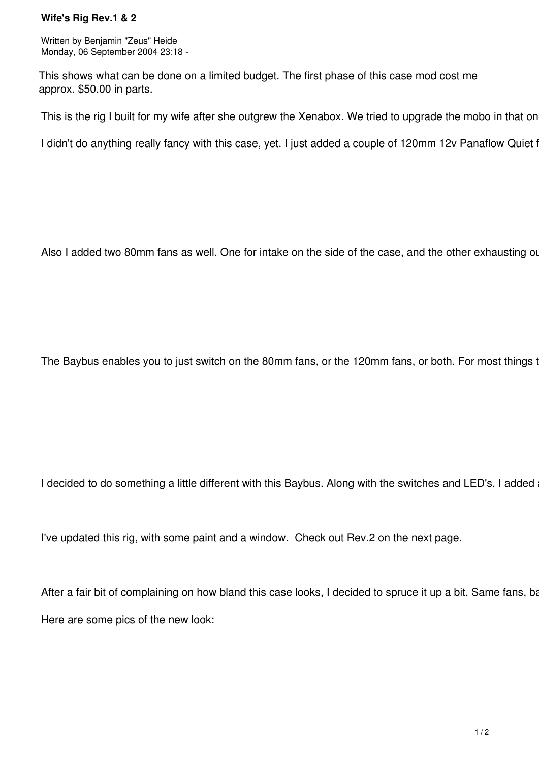# Wife's Rig Rev.1 & 2

Written by Benjamin "Zeus" Heide
Monday, 06 September 2004 23:18 -

This shows what can be done on a limited budget. The first phase of this case mod cost me approx. $50.00 in parts.

This is the rig I built for my wife after she outgrew the Xenabox. We tried to upgrade the mobo in that on

I didn't do anything really fancy with this case, yet. I just added a couple of 120mm 12v Panaflow Quiet f

Also I added two 80mm fans as well. One for intake on the side of the case, and the other exhausting ou

The Baybus enables you to just switch on the 80mm fans, or the 120mm fans, or both. For most things t

I decided to do something a little different with this Baybus. Along with the switches and LED's, I added a

I've updated this rig, with some paint and a window. Check out Rev.2 on the next page.

---

After a fair bit of complaining on how bland this case looks, I decided to spruce it up a bit. Same fans, ba

Here are some pics of the new look: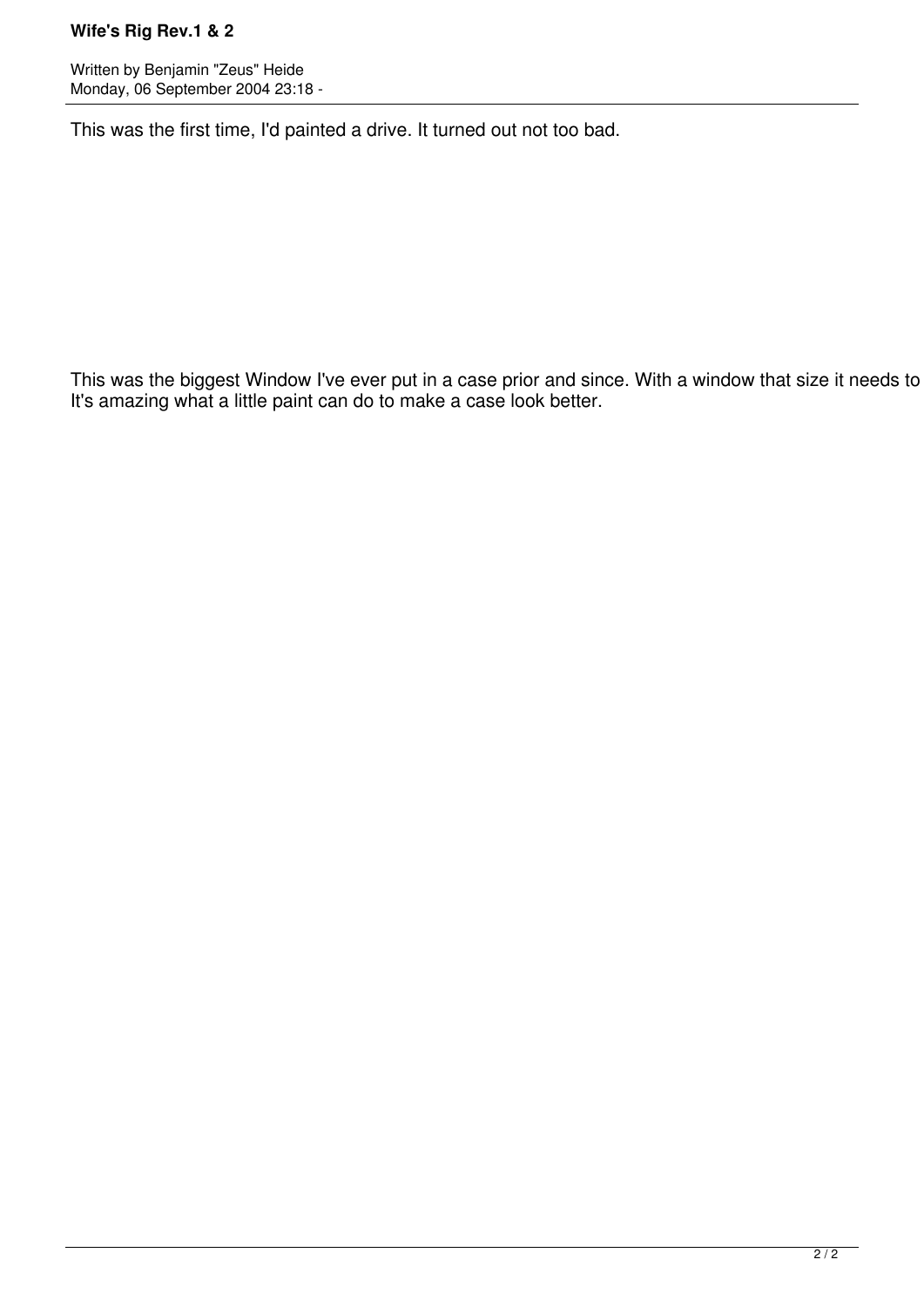This was the first time, I'd painted a drive. It turned out not too bad.

This was the biggest Window I've ever put in a case prior and since. With a window that size it needs to
It's amazing what a little paint can do to make a case look better.